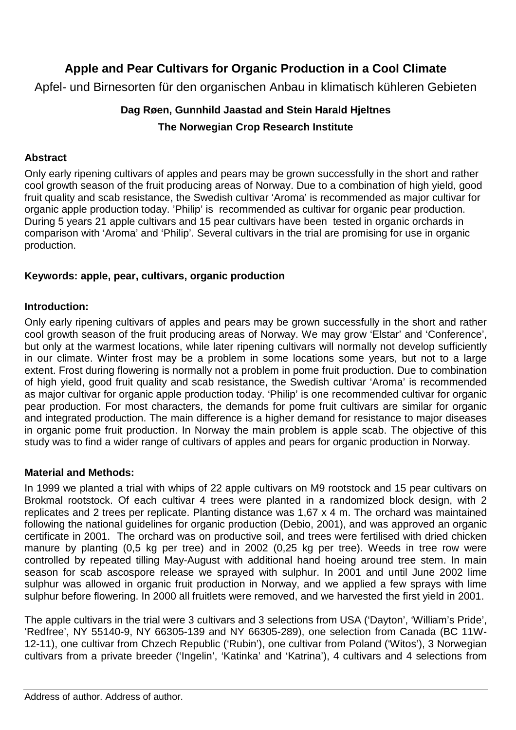# Apple and Pear Cultivars for Organic Production in a Cool Climate

Apfel- und Birnesorten für den organischen Anbau in klimatisch kühleren Gebieten

**Dag Røen, Gunnhild Jaastad and Stein Harald Hjeltnes**

**The Norwegian Crop Research Institute**

## Abstract

Only early ripening cultivars of apples and pears may be grown successfully in the short and rather cool growth season of the fruit producing areas of Norway. Due to a combination of high yield, good fruit quality and scab resistance, the Swedish cultivar 'Aroma' is recommended as major cultivar for organic apple production today. 'Philip' is recommended as cultivar for organic pear production. During 5 years 21 apple cultivars and 15 pear cultivars have been tested in organic orchards in comparison with 'Aroma' and 'Philip'. Several cultivars in the trial are promising for use in organic production.

**Keywords: apple, pear, cultivars, organic production**

## Introduction:

Only early ripening cultivars of apples and pears may be grown successfully in the short and rather cool growth season of the fruit producing areas of Norway. We may grow 'Elstar' and 'Conference', but only at the warmest locations, while later ripening cultivars will normally not develop sufficiently in our climate. Winter frost may be a problem in some locations some years, but not to a large extent. Frost during flowering is normally not a problem in pome fruit production. Due to combination of high yield, good fruit quality and scab resistance, the Swedish cultivar 'Aroma' is recommended as major cultivar for organic apple production today. 'Philip' is one recommended cultivar for organic pear production. For most characters, the demands for pome fruit cultivars are similar for organic and integrated production. The main difference is a higher demand for resistance to major diseases in organic pome fruit production. In Norway the main problem is apple scab. The objective of this study was to find a wider range of cultivars of apples and pears for organic production in Norway.

## Material and Methods:

In 1999 we planted a trial with whips of 22 apple cultivars on M9 rootstock and 15 pear cultivars on Brokmal rootstock. Of each cultivar 4 trees were planted in a randomized block design, with 2 replicates and 2 trees per replicate. Planting distance was 1,67 x 4 m. The orchard was maintained following the national guidelines for organic production (Debio, 2001), and was approved an organic certificate in 2001. The orchard was on productive soil, and trees were fertilised with dried chicken manure by planting (0,5 kg per tree) and in 2002 (0,25 kg per tree). Weeds in tree row were controlled by repeated tilling May-August with additional hand hoeing around tree stem. In main season for scab ascospore release we sprayed with sulphur. In 2001 and until June 2002 lime sulphur was allowed in organic fruit production in Norway, and we applied a few sprays with lime sulphur before flowering. In 2000 all fruitlets were removed, and we harvested the first yield in 2001.

The apple cultivars in the trial were 3 cultivars and 3 selections from USA ('Dayton', 'William's Pride', 'Redfree', NY 55140-9, NY 66305-139 and NY 66305-289), one selection from Canada (BC 11W-12-11), one cultivar from Chzech Republic ('Rubin'), one cultivar from Poland ('Witos'), 3 Norwegian cultivars from a private breeder ('Ingelin', 'Katinka' and 'Katrina'), 4 cultivars and 4 selections from

Address of author. Address of author.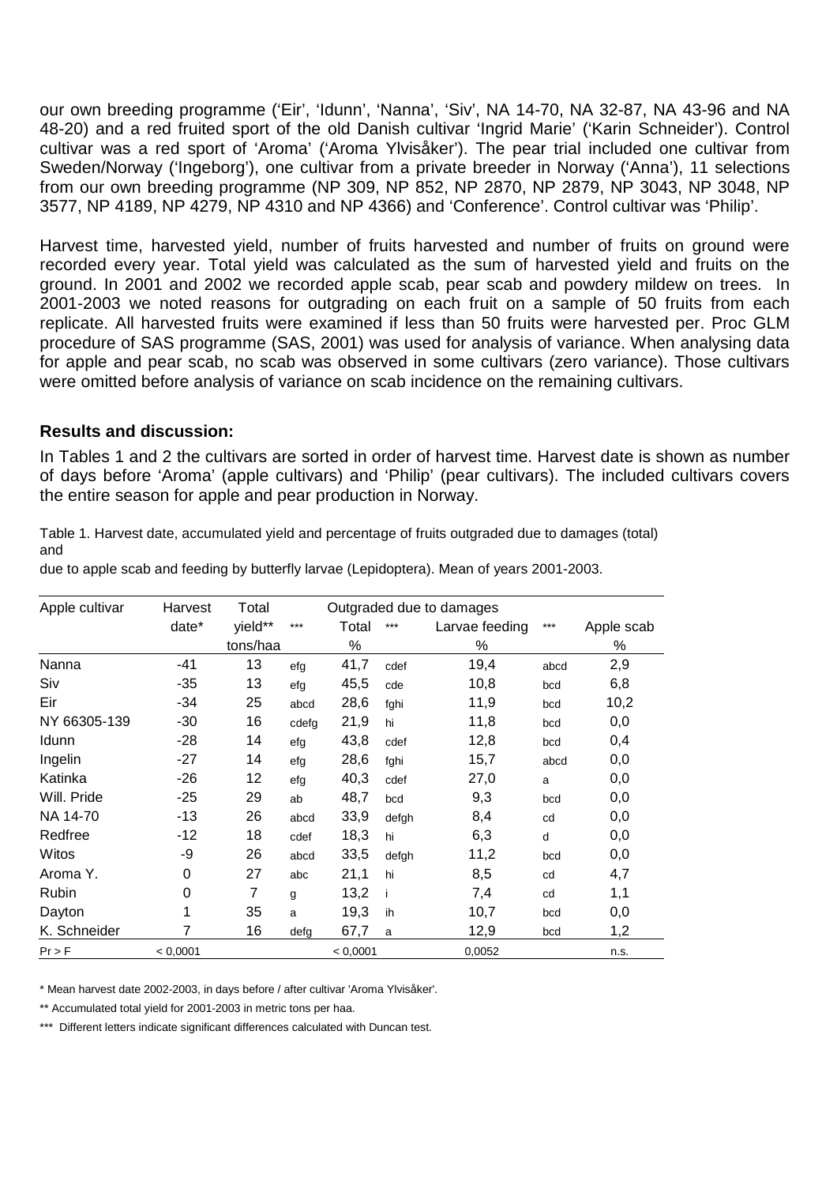our own breeding programme ('Eir', 'Idunn', 'Nanna', 'Siv', NA 14-70, NA 32-87, NA 43-96 and NA 48-20) and a red fruited sport of the old Danish cultivar 'Ingrid Marie' ('Karin Schneider'). Control cultivar was a red sport of 'Aroma' ('Aroma Ylvisåker'). The pear trial included one cultivar from Sweden/Norway ('Ingeborg'), one cultivar from a private breeder in Norway ('Anna'), 11 selections from our own breeding programme (NP 309, NP 852, NP 2870, NP 2879, NP 3043, NP 3048, NP 3577, NP 4189, NP 4279, NP 4310 and NP 4366) and 'Conference'. Control cultivar was 'Philip'.

Harvest time, harvested yield, number of fruits harvested and number of fruits on ground were recorded every year. Total yield was calculated as the sum of harvested yield and fruits on the ground. In 2001 and 2002 we recorded apple scab, pear scab and powdery mildew on trees. In 2001-2003 we noted reasons for outgrading on each fruit on a sample of 50 fruits from each replicate. All harvested fruits were examined if less than 50 fruits were harvested per. Proc GLM procedure of SAS programme (SAS, 2001) was used for analysis of variance. When analysing data for apple and pear scab, no scab was observed in some cultivars (zero variance). Those cultivars were omitted before analysis of variance on scab incidence on the remaining cultivars.

## Results and discussion:

In Tables 1 and 2 the cultivars are sorted in order of harvest time. Harvest date is shown as number of days before 'Aroma' (apple cultivars) and 'Philip' (pear cultivars). The included cultivars covers the entire season for apple and pear production in Norway.

Table 1. Harvest date, accumulated yield and percentage of fruits outgraded due to damages (total) and due to apple scab and feeding by butterfly larvae (Lepidoptera). Mean of years 2001-2003.

| Apple cultivar | Harvest date* | Total yield** tons/haa | *** | Outgraded due to damages Total % | *** | Larvae feeding % | *** | Apple scab % |
|---|---|---|---|---|---|---|---|---|
| Nanna | -41 | 13 | efg | 41,7 | cdef | 19,4 | abcd | 2,9 |
| Siv | -35 | 13 | efg | 45,5 | cde | 10,8 | bcd | 6,8 |
| Eir | -34 | 25 | abcd | 28,6 | fghi | 11,9 | bcd | 10,2 |
| NY 66305-139 | -30 | 16 | cdefg | 21,9 | hi | 11,8 | bcd | 0,0 |
| Idunn | -28 | 14 | efg | 43,8 | cdef | 12,8 | bcd | 0,4 |
| Ingelin | -27 | 14 | efg | 28,6 | fghi | 15,7 | abcd | 0,0 |
| Katinka | -26 | 12 | efg | 40,3 | cdef | 27,0 | a | 0,0 |
| Will. Pride | -25 | 29 | ab | 48,7 | bcd | 9,3 | bcd | 0,0 |
| NA 14-70 | -13 | 26 | abcd | 33,9 | defgh | 8,4 | cd | 0,0 |
| Redfree | -12 | 18 | cdef | 18,3 | hi | 6,3 | d | 0,0 |
| Witos | -9 | 26 | abcd | 33,5 | defgh | 11,2 | bcd | 0,0 |
| Aroma Y. | 0 | 27 | abc | 21,1 | hi | 8,5 | cd | 4,7 |
| Rubin | 0 | 7 | g | 13,2 | i | 7,4 | cd | 1,1 |
| Dayton | 1 | 35 | a | 19,3 | ih | 10,7 | bcd | 0,0 |
| K. Schneider | 7 | 16 | defg | 67,7 | a | 12,9 | bcd | 1,2 |
| Pr > F | < 0,0001 | | | < 0,0001 | | 0,0052 | | n.s. |

\* Mean harvest date 2002-2003, in days before / after cultivar 'Aroma Ylvisåker'.

\*\* Accumulated total yield for 2001-2003 in metric tons per haa.

\*\*\* Different letters indicate significant differences calculated with Duncan test.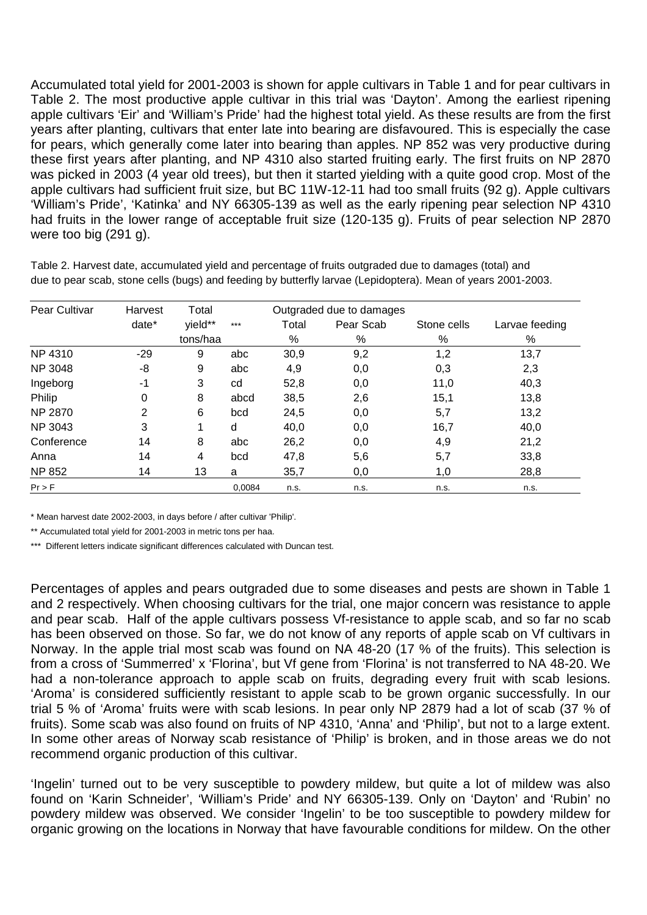Accumulated total yield for 2001-2003 is shown for apple cultivars in Table 1 and for pear cultivars in Table 2. The most productive apple cultivar in this trial was 'Dayton'. Among the earliest ripening apple cultivars 'Eir' and 'William's Pride' had the highest total yield. As these results are from the first years after planting, cultivars that enter late into bearing are disfavoured. This is especially the case for pears, which generally come later into bearing than apples. NP 852 was very productive during these first years after planting, and NP 4310 also started fruiting early. The first fruits on NP 2870 was picked in 2003 (4 year old trees), but then it started yielding with a quite good crop. Most of the apple cultivars had sufficient fruit size, but BC 11W-12-11 had too small fruits (92 g). Apple cultivars 'William's Pride', 'Katinka' and NY 66305-139 as well as the early ripening pear selection NP 4310 had fruits in the lower range of acceptable fruit size (120-135 g). Fruits of pear selection NP 2870 were too big (291 g).

Table 2. Harvest date, accumulated yield and percentage of fruits outgraded due to damages (total) and due to pear scab, stone cells (bugs) and feeding by butterfly larvae (Lepidoptera). Mean of years 2001-2003.

| Pear Cultivar | Harvest date* | Total yield** tons/haa | *** | Outgraded due to damages Total % | Pear Scab % | Stone cells % | Larvae feeding % |
|---|---|---|---|---|---|---|---|
| NP 4310 | -29 | 9 | abc | 30,9 | 9,2 | 1,2 | 13,7 |
| NP 3048 | -8 | 9 | abc | 4,9 | 0,0 | 0,3 | 2,3 |
| Ingeborg | -1 | 3 | cd | 52,8 | 0,0 | 11,0 | 40,3 |
| Philip | 0 | 8 | abcd | 38,5 | 2,6 | 15,1 | 13,8 |
| NP 2870 | 2 | 6 | bcd | 24,5 | 0,0 | 5,7 | 13,2 |
| NP 3043 | 3 | 1 | d | 40,0 | 0,0 | 16,7 | 40,0 |
| Conference | 14 | 8 | abc | 26,2 | 0,0 | 4,9 | 21,2 |
| Anna | 14 | 4 | bcd | 47,8 | 5,6 | 5,7 | 33,8 |
| NP 852 | 14 | 13 | a | 35,7 | 0,0 | 1,0 | 28,8 |
| Pr > F | | | 0,0084 | n.s. | n.s. | n.s. | n.s. |

\* Mean harvest date 2002-2003, in days before / after cultivar 'Philip'.

\** Accumulated total yield for 2001-2003 in metric tons per haa.

\*** Different letters indicate significant differences calculated with Duncan test.

Percentages of apples and pears outgraded due to some diseases and pests are shown in Table 1 and 2 respectively. When choosing cultivars for the trial, one major concern was resistance to apple and pear scab. Half of the apple cultivars possess Vf-resistance to apple scab, and so far no scab has been observed on those. So far, we do not know of any reports of apple scab on Vf cultivars in Norway. In the apple trial most scab was found on NA 48-20 (17 % of the fruits). This selection is from a cross of 'Summerred' x 'Florina', but Vf gene from 'Florina' is not transferred to NA 48-20. We had a non-tolerance approach to apple scab on fruits, degrading every fruit with scab lesions. 'Aroma' is considered sufficiently resistant to apple scab to be grown organic successfully. In our trial 5 % of 'Aroma' fruits were with scab lesions. In pear only NP 2879 had a lot of scab (37 % of fruits). Some scab was also found on fruits of NP 4310, 'Anna' and 'Philip', but not to a large extent. In some other areas of Norway scab resistance of 'Philip' is broken, and in those areas we do not recommend organic production of this cultivar.

'Ingelin' turned out to be very susceptible to powdery mildew, but quite a lot of mildew was also found on 'Karin Schneider', 'William's Pride' and NY 66305-139. Only on 'Dayton' and 'Rubin' no powdery mildew was observed. We consider 'Ingelin' to be too susceptible to powdery mildew for organic growing on the locations in Norway that have favourable conditions for mildew. On the other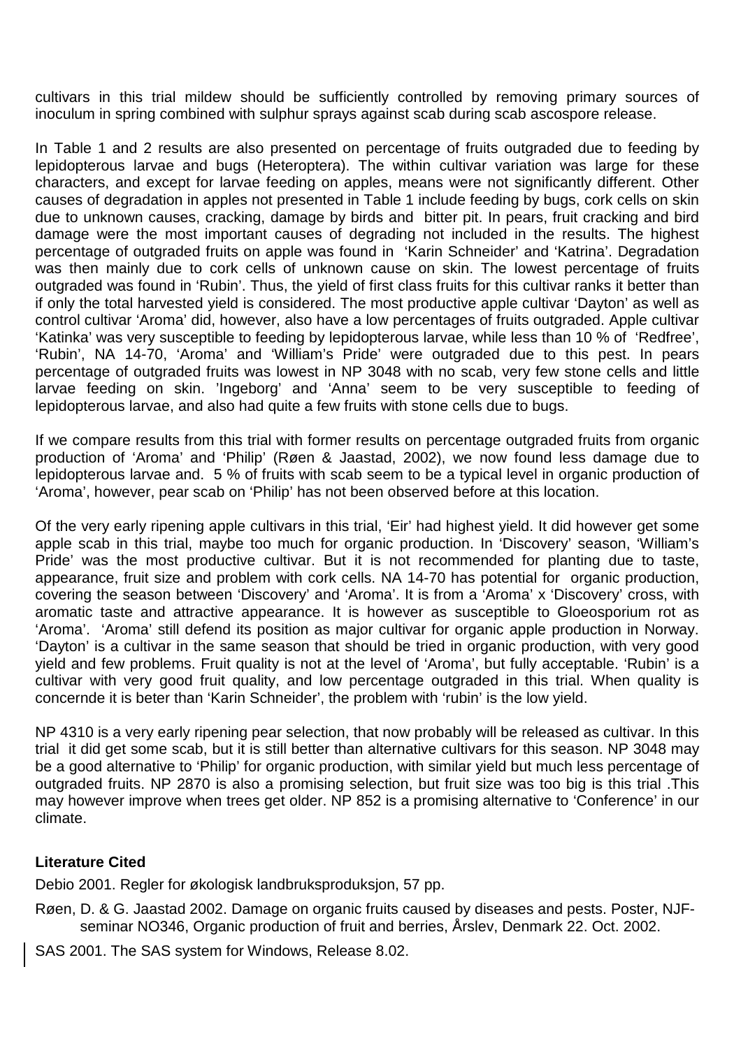cultivars in this trial mildew should be sufficiently controlled by removing primary sources of inoculum in spring combined with sulphur sprays against scab during scab ascospore release.

In Table 1 and 2 results are also presented on percentage of fruits outgraded due to feeding by lepidopterous larvae and bugs (Heteroptera). The within cultivar variation was large for these characters, and except for larvae feeding on apples, means were not significantly different. Other causes of degradation in apples not presented in Table 1 include feeding by bugs, cork cells on skin due to unknown causes, cracking, damage by birds and bitter pit. In pears, fruit cracking and bird damage were the most important causes of degrading not included in the results. The highest percentage of outgraded fruits on apple was found in 'Karin Schneider' and 'Katrina'. Degradation was then mainly due to cork cells of unknown cause on skin. The lowest percentage of fruits outgraded was found in 'Rubin'. Thus, the yield of first class fruits for this cultivar ranks it better than if only the total harvested yield is considered. The most productive apple cultivar 'Dayton' as well as control cultivar 'Aroma' did, however, also have a low percentages of fruits outgraded. Apple cultivar 'Katinka' was very susceptible to feeding by lepidopterous larvae, while less than 10 % of 'Redfree', 'Rubin', NA 14-70, 'Aroma' and 'William's Pride' were outgraded due to this pest. In pears percentage of outgraded fruits was lowest in NP 3048 with no scab, very few stone cells and little larvae feeding on skin. 'Ingeborg' and 'Anna' seem to be very susceptible to feeding of lepidopterous larvae, and also had quite a few fruits with stone cells due to bugs.

If we compare results from this trial with former results on percentage outgraded fruits from organic production of 'Aroma' and 'Philip' (Røen & Jaastad, 2002), we now found less damage due to lepidopterous larvae and. 5 % of fruits with scab seem to be a typical level in organic production of 'Aroma', however, pear scab on 'Philip' has not been observed before at this location.

Of the very early ripening apple cultivars in this trial, 'Eir' had highest yield. It did however get some apple scab in this trial, maybe too much for organic production. In 'Discovery' season, 'William's Pride' was the most productive cultivar. But it is not recommended for planting due to taste, appearance, fruit size and problem with cork cells. NA 14-70 has potential for organic production, covering the season between 'Discovery' and 'Aroma'. It is from a 'Aroma' x 'Discovery' cross, with aromatic taste and attractive appearance. It is however as susceptible to Gloeosporium rot as 'Aroma'. 'Aroma' still defend its position as major cultivar for organic apple production in Norway. 'Dayton' is a cultivar in the same season that should be tried in organic production, with very good yield and few problems. Fruit quality is not at the level of 'Aroma', but fully acceptable. 'Rubin' is a cultivar with very good fruit quality, and low percentage outgraded in this trial. When quality is concernde it is beter than 'Karin Schneider', the problem with 'rubin' is the low yield.

NP 4310 is a very early ripening pear selection, that now probably will be released as cultivar. In this trial it did get some scab, but it is still better than alternative cultivars for this season. NP 3048 may be a good alternative to 'Philip' for organic production, with similar yield but much less percentage of outgraded fruits. NP 2870 is also a promising selection, but fruit size was too big is this trial .This may however improve when trees get older. NP 852 is a promising alternative to 'Conference' in our climate.

**Literature Cited**

Debio 2001. Regler for økologisk landbruksproduksjon, 57 pp.

Røen, D. & G. Jaastad 2002. Damage on organic fruits caused by diseases and pests. Poster, NJF-seminar NO346, Organic production of fruit and berries, Årslev, Denmark 22. Oct. 2002.

SAS 2001. The SAS system for Windows, Release 8.02.